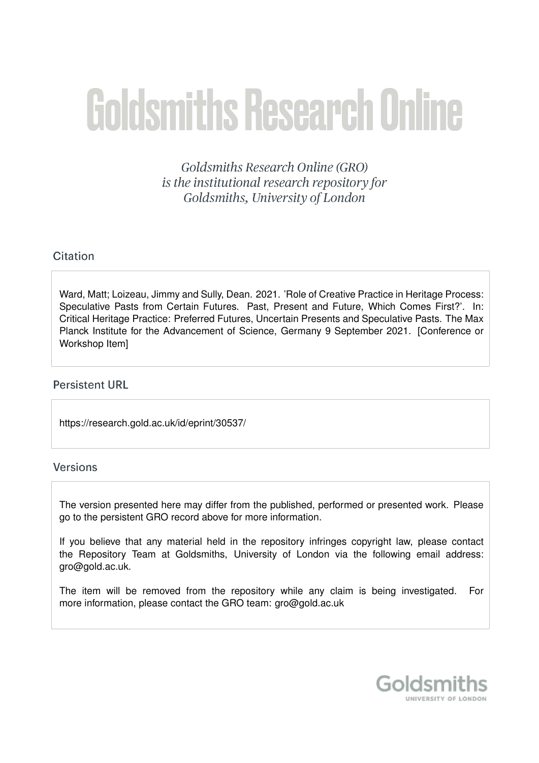# Goldsmiths Research Online

*Goldsmiths Research Online (GRO) is the institutional research repository for Goldsmiths, University of London*

## Citation

Ward, Matt; Loizeau, Jimmy and Sully, Dean. 2021. 'Role of Creative Practice in Heritage Process: Speculative Pasts from Certain Futures. Past, Present and Future, Which Comes First?'. In: Critical Heritage Practice: Preferred Futures, Uncertain Presents and Speculative Pasts. The Max Planck Institute for the Advancement of Science, Germany 9 September 2021. [Conference or Workshop Item]

## Persistent URL

https://research.gold.ac.uk/id/eprint/30537/

## Versions

The version presented here may differ from the published, performed or presented work. Please go to the persistent GRO record above for more information.

If you believe that any material held in the repository infringes copyright law, please contact the Repository Team at Goldsmiths, University of London via the following email address: gro@gold.ac.uk.

The item will be removed from the repository while any claim is being investigated. For more information, please contact the GRO team: gro@gold.ac.uk

Goldsmiths
UNIVERSITY OF LONDON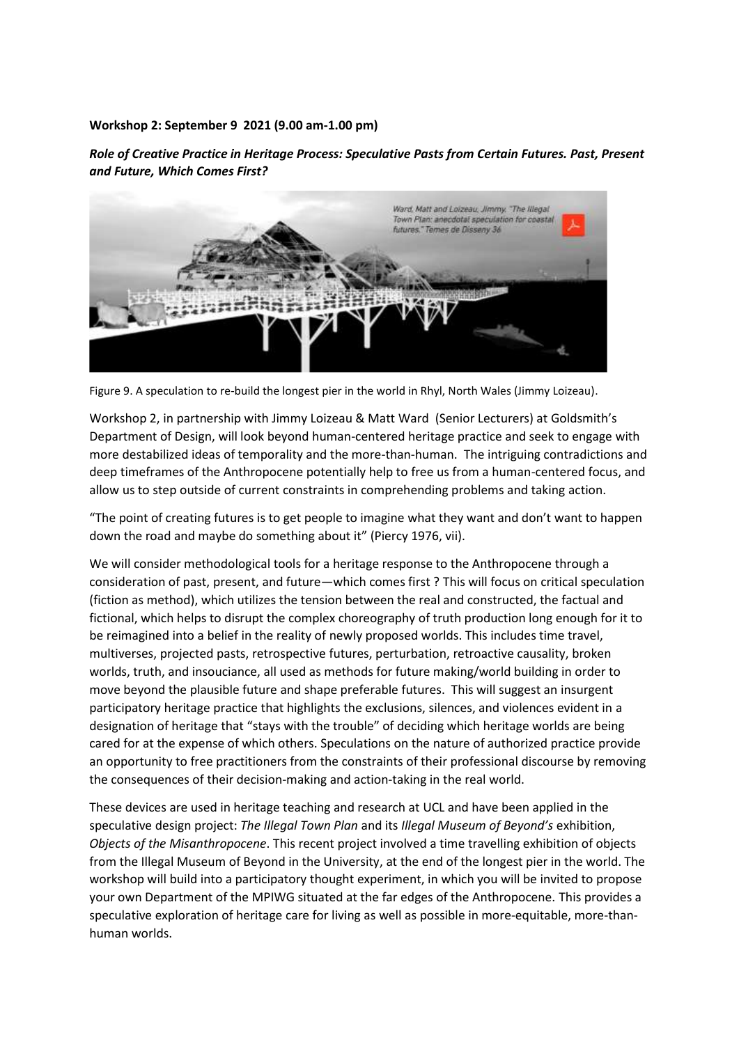**Workshop 2: September 9 2021 (9.00 am-1.00 pm)**

***Role of Creative Practice in Heritage Process: Speculative Pasts from Certain Futures. Past, Present and Future, Which Comes First?***

Figure 9. A speculation to re-build the longest pier in the world in Rhyl, North Wales (Jimmy Loizeau).

Workshop 2, in partnership with Jimmy Loizeau & Matt Ward (Senior Lecturers) at Goldsmith's Department of Design, will look beyond human-centered heritage practice and seek to engage with more destabilized ideas of temporality and the more-than-human. The intriguing contradictions and deep timeframes of the Anthropocene potentially help to free us from a human-centered focus, and allow us to step outside of current constraints in comprehending problems and taking action.

"The point of creating futures is to get people to imagine what they want and don't want to happen down the road and maybe do something about it" (Piercy 1976, vii).

We will consider methodological tools for a heritage response to the Anthropocene through a consideration of past, present, and future—which comes first ? This will focus on critical speculation (fiction as method), which utilizes the tension between the real and constructed, the factual and fictional, which helps to disrupt the complex choreography of truth production long enough for it to be reimagined into a belief in the reality of newly proposed worlds. This includes time travel, multiverses, projected pasts, retrospective futures, perturbation, retroactive causality, broken worlds, truth, and insouciance, all used as methods for future making/world building in order to move beyond the plausible future and shape preferable futures. This will suggest an insurgent participatory heritage practice that highlights the exclusions, silences, and violences evident in a designation of heritage that "stays with the trouble" of deciding which heritage worlds are being cared for at the expense of which others. Speculations on the nature of authorized practice provide an opportunity to free practitioners from the constraints of their professional discourse by removing the consequences of their decision-making and action-taking in the real world.

These devices are used in heritage teaching and research at UCL and have been applied in the speculative design project: *The Illegal Town Plan* and its *Illegal Museum of Beyond's* exhibition, *Objects of the Misanthropocene*. This recent project involved a time travelling exhibition of objects from the Illegal Museum of Beyond in the University, at the end of the longest pier in the world. The workshop will build into a participatory thought experiment, in which you will be invited to propose your own Department of the MPIWG situated at the far edges of the Anthropocene. This provides a speculative exploration of heritage care for living as well as possible in more-equitable, more-than-human worlds.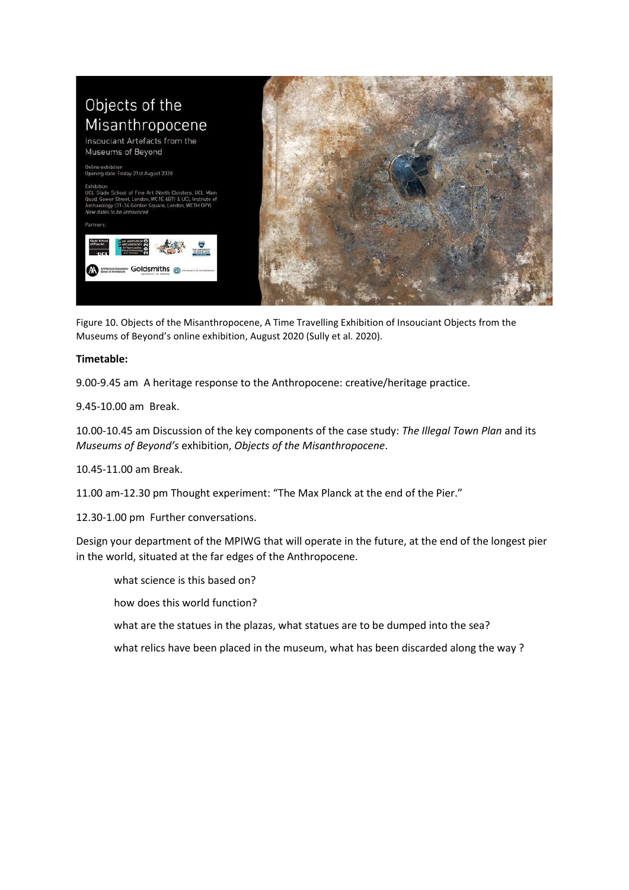Figure 10. Objects of the Misanthropocene, A Time Travelling Exhibition of Insouciant Objects from the Museums of Beyond's online exhibition, August 2020 (Sully et al. 2020).

**Timetable:**

9.00-9.45 am  A heritage response to the Anthropocene: creative/heritage practice.

9.45-10.00 am  Break.

10.00-10.45 am Discussion of the key components of the case study: *The Illegal Town Plan* and its *Museums of Beyond's* exhibition, *Objects of the Misanthropocene*.

10.45-11.00 am Break.

11.00 am-12.30 pm Thought experiment: "The Max Planck at the end of the Pier."

12.30-1.00 pm  Further conversations.

Design your department of the MPIWG that will operate in the future, at the end of the longest pier in the world, situated at the far edges of the Anthropocene.

what science is this based on?

how does this world function?

what are the statues in the plazas, what statues are to be dumped into the sea?

what relics have been placed in the museum, what has been discarded along the way ?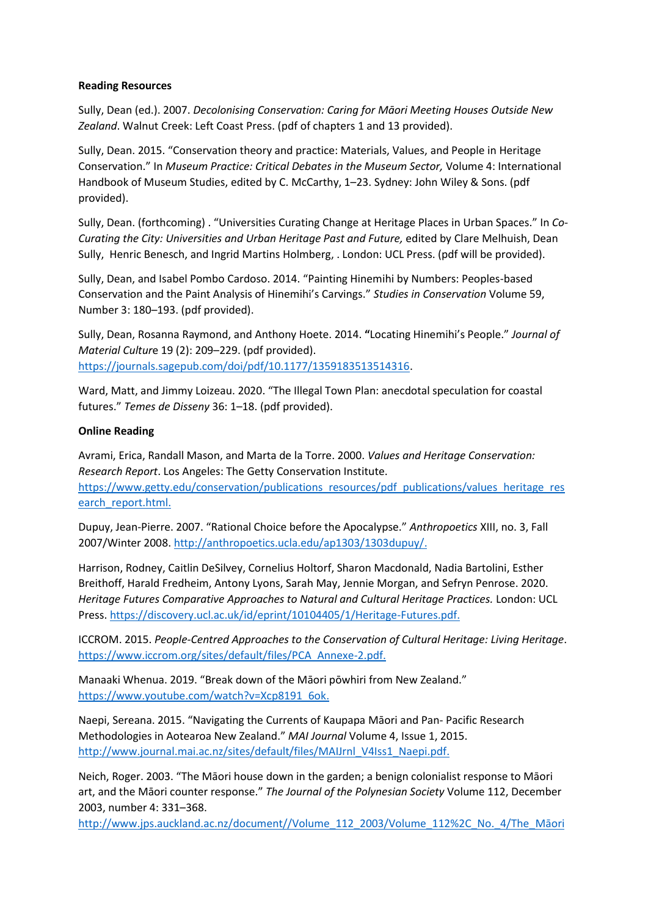**Reading Resources**

Sully, Dean (ed.). 2007. *Decolonising Conservation: Caring for Māori Meeting Houses Outside New Zealand*. Walnut Creek: Left Coast Press. (pdf of chapters 1 and 13 provided).

Sully, Dean. 2015. "Conservation theory and practice: Materials, Values, and People in Heritage Conservation." In *Museum Practice: Critical Debates in the Museum Sector,* Volume 4: International Handbook of Museum Studies, edited by C. McCarthy, 1–23. Sydney: John Wiley & Sons. (pdf provided).

Sully, Dean. (forthcoming) . "Universities Curating Change at Heritage Places in Urban Spaces." In *Co-Curating the City: Universities and Urban Heritage Past and Future,* edited by Clare Melhuish, Dean Sully, Henric Benesch, and Ingrid Martins Holmberg, . London: UCL Press. (pdf will be provided).

Sully, Dean, and Isabel Pombo Cardoso. 2014. "Painting Hinemihi by Numbers: Peoples-based Conservation and the Paint Analysis of Hinemihi's Carvings." *Studies in Conservation* Volume 59, Number 3: 180–193. (pdf provided).

Sully, Dean, Rosanna Raymond, and Anthony Hoete. 2014. **"**Locating Hinemihi's People." *Journal of Material Culture* 19 (2): 209–229. (pdf provided). https://journals.sagepub.com/doi/pdf/10.1177/1359183513514316.

Ward, Matt, and Jimmy Loizeau. 2020. "The Illegal Town Plan: anecdotal speculation for coastal futures." *Temes de Disseny* 36: 1–18. (pdf provided).

**Online Reading**

Avrami, Erica, Randall Mason, and Marta de la Torre. 2000. *Values and Heritage Conservation: Research Report*. Los Angeles: The Getty Conservation Institute. https://www.getty.edu/conservation/publications_resources/pdf_publications/values_heritage_research_report.html.

Dupuy, Jean-Pierre. 2007. "Rational Choice before the Apocalypse." *Anthropoetics* XIII, no. 3, Fall 2007/Winter 2008. http://anthropoetics.ucla.edu/ap1303/1303dupuy/.

Harrison, Rodney, Caitlin DeSilvey, Cornelius Holtorf, Sharon Macdonald, Nadia Bartolini, Esther Breithoff, Harald Fredheim, Antony Lyons, Sarah May, Jennie Morgan, and Sefryn Penrose. 2020. *Heritage Futures Comparative Approaches to Natural and Cultural Heritage Practices.* London: UCL Press. https://discovery.ucl.ac.uk/id/eprint/10104405/1/Heritage-Futures.pdf.

ICCROM. 2015. *People-Centred Approaches to the Conservation of Cultural Heritage: Living Heritage*. https://www.iccrom.org/sites/default/files/PCA_Annexe-2.pdf.

Manaaki Whenua. 2019. "Break down of the Māori pōwhiri from New Zealand." https://www.youtube.com/watch?v=Xcp8191_6ok.

Naepi, Sereana. 2015. "Navigating the Currents of Kaupapa Māori and Pan- Pacific Research Methodologies in Aotearoa New Zealand." *MAI Journal* Volume 4, Issue 1, 2015. http://www.journal.mai.ac.nz/sites/default/files/MAIJrnl_V4Iss1_Naepi.pdf.

Neich, Roger. 2003. "The Māori house down in the garden; a benign colonialist response to Māori art, and the Māori counter response." *The Journal of the Polynesian Society* Volume 112, December 2003, number 4: 331–368. http://www.jps.auckland.ac.nz/document//Volume_112_2003/Volume_112%2C_No._4/The_Māori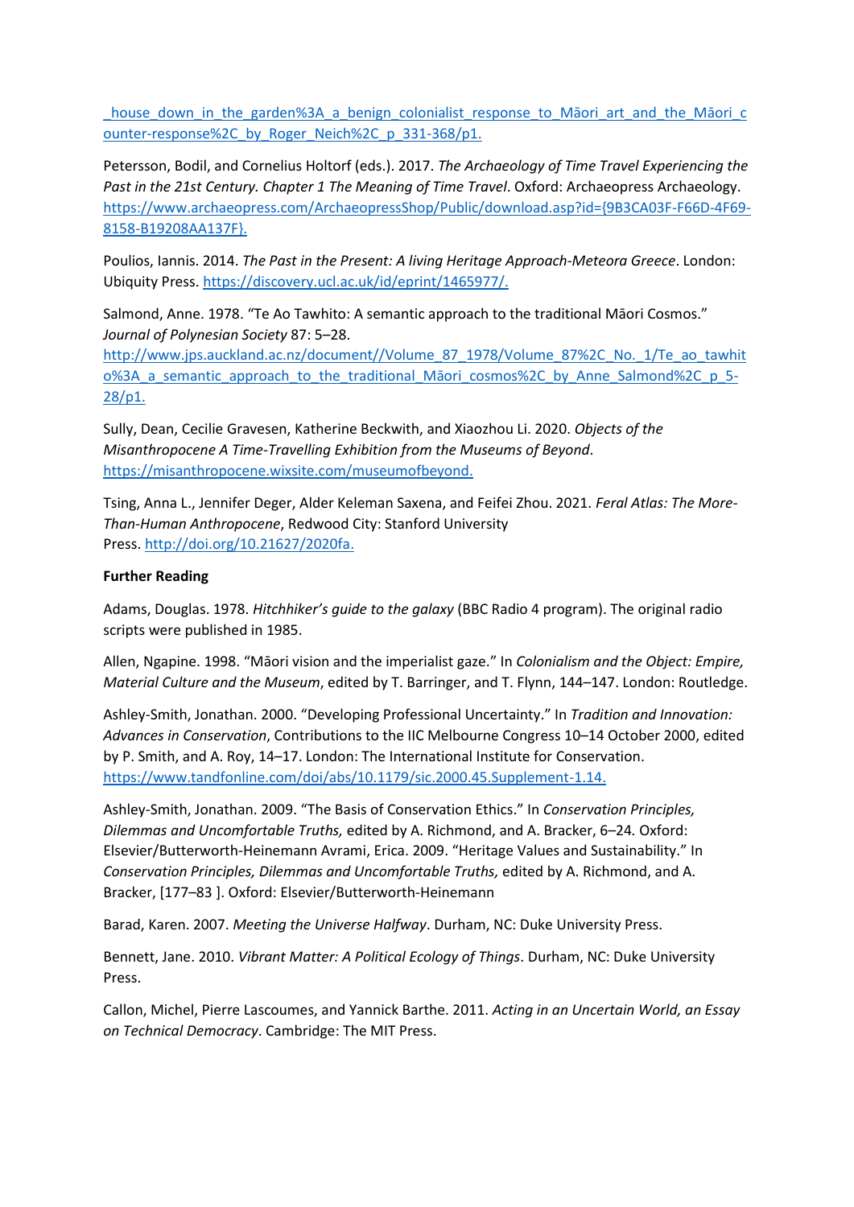_house_down_in_the_garden%3A_a_benign_colonialist_response_to_Māori_art_and_the_Māori_counter-response%2C_by_Roger_Neich%2C_p_331-368/p1.

Petersson, Bodil, and Cornelius Holtorf (eds.). 2017. *The Archaeology of Time Travel Experiencing the Past in the 21st Century. Chapter 1 The Meaning of Time Travel*. Oxford: Archaeopress Archaeology. https://www.archaeopress.com/ArchaeopressShop/Public/download.asp?id={9B3CA03F-F66D-4F69-8158-B19208AA137F}.

Poulios, Iannis. 2014. *The Past in the Present: A living Heritage Approach-Meteora Greece*. London: Ubiquity Press. https://discovery.ucl.ac.uk/id/eprint/1465977/.

Salmond, Anne. 1978. "Te Ao Tawhito: A semantic approach to the traditional Māori Cosmos." *Journal of Polynesian Society* 87: 5–28. http://www.jps.auckland.ac.nz/document//Volume_87_1978/Volume_87%2C_No._1/Te_ao_tawhito%3A_a_semantic_approach_to_the_traditional_Māori_cosmos%2C_by_Anne_Salmond%2C_p_5-28/p1.

Sully, Dean, Cecilie Gravesen, Katherine Beckwith, and Xiaozhou Li. 2020. *Objects of the Misanthropocene A Time-Travelling Exhibition from the Museums of Beyond*. https://misanthropocene.wixsite.com/museumofbeyond.

Tsing, Anna L., Jennifer Deger, Alder Keleman Saxena, and Feifei Zhou. 2021. *Feral Atlas: The More-Than-Human Anthropocene*, Redwood City: Stanford University Press. http://doi.org/10.21627/2020fa.

**Further Reading**

Adams, Douglas. 1978. *Hitchhiker's guide to the galaxy* (BBC Radio 4 program). The original radio scripts were published in 1985.

Allen, Ngapine. 1998. "Māori vision and the imperialist gaze." In *Colonialism and the Object: Empire, Material Culture and the Museum*, edited by T. Barringer, and T. Flynn, 144–147. London: Routledge.

Ashley-Smith, Jonathan. 2000. "Developing Professional Uncertainty." In *Tradition and Innovation: Advances in Conservation*, Contributions to the IIC Melbourne Congress 10–14 October 2000, edited by P. Smith, and A. Roy, 14–17. London: The International Institute for Conservation. https://www.tandfonline.com/doi/abs/10.1179/sic.2000.45.Supplement-1.14.

Ashley-Smith, Jonathan. 2009. "The Basis of Conservation Ethics." In *Conservation Principles, Dilemmas and Uncomfortable Truths,* edited by A. Richmond, and A. Bracker, 6–24. Oxford: Elsevier/Butterworth-Heinemann Avrami, Erica. 2009. "Heritage Values and Sustainability." In *Conservation Principles, Dilemmas and Uncomfortable Truths,* edited by A. Richmond, and A. Bracker, [177–83 ]. Oxford: Elsevier/Butterworth-Heinemann

Barad, Karen. 2007. *Meeting the Universe Halfway*. Durham, NC: Duke University Press.

Bennett, Jane. 2010. *Vibrant Matter: A Political Ecology of Things*. Durham, NC: Duke University Press.

Callon, Michel, Pierre Lascoumes, and Yannick Barthe. 2011. *Acting in an Uncertain World, an Essay on Technical Democracy*. Cambridge: The MIT Press.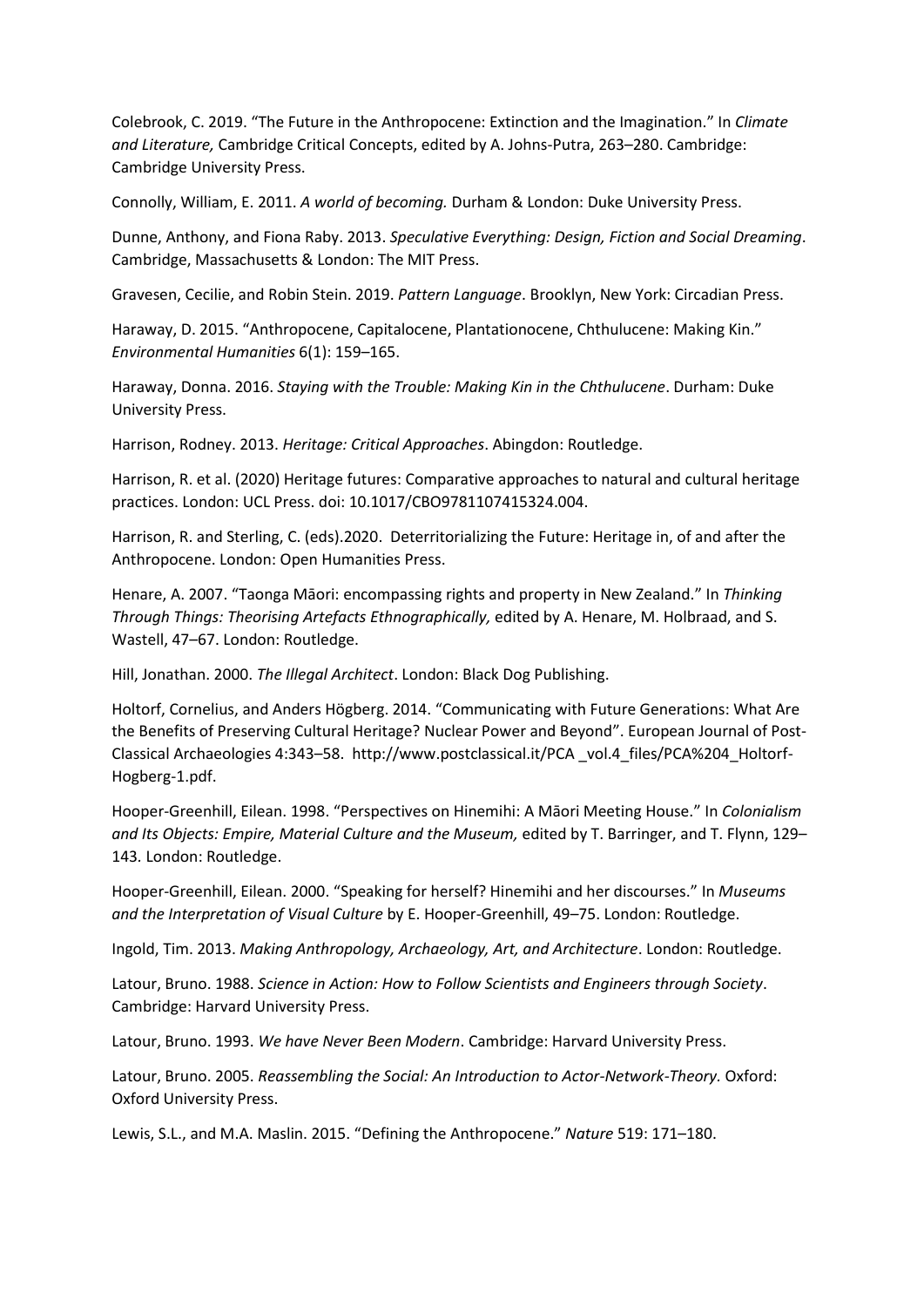Colebrook, C. 2019. “The Future in the Anthropocene: Extinction and the Imagination.” In *Climate and Literature,* Cambridge Critical Concepts, edited by A. Johns-Putra, 263–280. Cambridge: Cambridge University Press.

Connolly, William, E. 2011. *A world of becoming.* Durham & London: Duke University Press.

Dunne, Anthony, and Fiona Raby. 2013. *Speculative Everything: Design, Fiction and Social Dreaming*. Cambridge, Massachusetts & London: The MIT Press.

Gravesen, Cecilie, and Robin Stein. 2019. *Pattern Language*. Brooklyn, New York: Circadian Press.

Haraway, D. 2015. “Anthropocene, Capitalocene, Plantationocene, Chthulucene: Making Kin.” *Environmental Humanities* 6(1): 159–165.

Haraway, Donna. 2016. *Staying with the Trouble: Making Kin in the Chthulucene*. Durham: Duke University Press.

Harrison, Rodney. 2013. *Heritage: Critical Approaches*. Abingdon: Routledge.

Harrison, R. et al. (2020) Heritage futures: Comparative approaches to natural and cultural heritage practices. London: UCL Press. doi: 10.1017/CBO9781107415324.004.

Harrison, R. and Sterling, C. (eds).2020. Deterritorializing the Future: Heritage in, of and after the Anthropocene. London: Open Humanities Press.

Henare, A. 2007. “Taonga Māori: encompassing rights and property in New Zealand.” In *Thinking Through Things: Theorising Artefacts Ethnographically,* edited by A. Henare, M. Holbraad, and S. Wastell, 47–67. London: Routledge.

Hill, Jonathan. 2000. *The Illegal Architect*. London: Black Dog Publishing.

Holtorf, Cornelius, and Anders Högberg. 2014. “Communicating with Future Generations: What Are the Benefits of Preserving Cultural Heritage? Nuclear Power and Beyond”. European Journal of Post-Classical Archaeologies 4:343–58. http://www.postclassical.it/PCA _vol.4_files/PCA%204_Holtorf-Hogberg-1.pdf.

Hooper-Greenhill, Eilean. 1998. “Perspectives on Hinemihi: A Māori Meeting House.” In *Colonialism and Its Objects: Empire, Material Culture and the Museum,* edited by T. Barringer, and T. Flynn, 129–143. London: Routledge.

Hooper-Greenhill, Eilean. 2000. “Speaking for herself? Hinemihi and her discourses.” In *Museums and the Interpretation of Visual Culture* by E. Hooper-Greenhill, 49–75. London: Routledge.

Ingold, Tim. 2013. *Making Anthropology, Archaeology, Art, and Architecture*. London: Routledge.

Latour, Bruno. 1988. *Science in Action: How to Follow Scientists and Engineers through Society*. Cambridge: Harvard University Press.

Latour, Bruno. 1993. *We have Never Been Modern*. Cambridge: Harvard University Press.

Latour, Bruno. 2005. *Reassembling the Social: An Introduction to Actor-Network-Theory.* Oxford: Oxford University Press.

Lewis, S.L., and M.A. Maslin. 2015. “Defining the Anthropocene.” *Nature* 519: 171–180.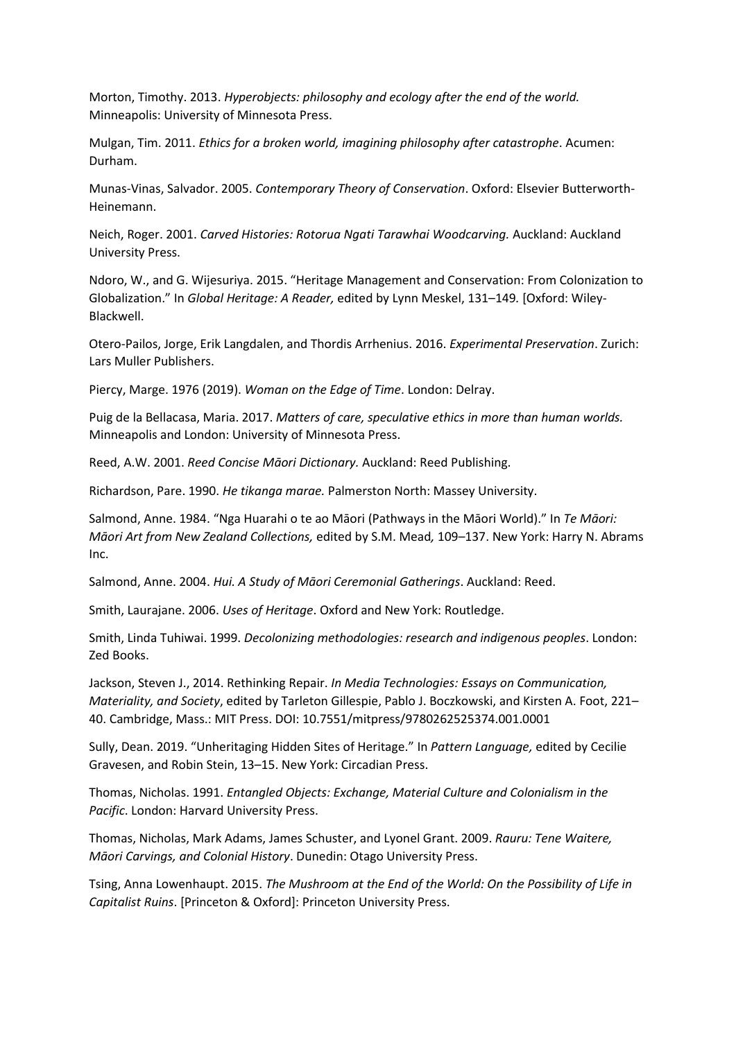Morton, Timothy. 2013. *Hyperobjects: philosophy and ecology after the end of the world.* Minneapolis: University of Minnesota Press.

Mulgan, Tim. 2011. *Ethics for a broken world, imagining philosophy after catastrophe*. Acumen: Durham.

Munas-Vinas, Salvador. 2005. *Contemporary Theory of Conservation*. Oxford: Elsevier Butterworth-Heinemann.

Neich, Roger. 2001. *Carved Histories: Rotorua Ngati Tarawhai Woodcarving.* Auckland: Auckland University Press.

Ndoro, W., and G. Wijesuriya. 2015. "Heritage Management and Conservation: From Colonization to Globalization." In *Global Heritage: A Reader,* edited by Lynn Meskel, 131–149. [Oxford: Wiley-Blackwell.

Otero-Pailos, Jorge, Erik Langdalen, and Thordis Arrhenius. 2016. *Experimental Preservation*. Zurich: Lars Muller Publishers.

Piercy, Marge. 1976 (2019). *Woman on the Edge of Time*. London: Delray.

Puig de la Bellacasa, Maria. 2017. *Matters of care, speculative ethics in more than human worlds.* Minneapolis and London: University of Minnesota Press.

Reed, A.W. 2001. *Reed Concise Māori Dictionary.* Auckland: Reed Publishing.

Richardson, Pare. 1990. *He tikanga marae.* Palmerston North: Massey University.

Salmond, Anne. 1984. "Nga Huarahi o te ao Māori (Pathways in the Māori World)." In *Te Māori: Māori Art from New Zealand Collections,* edited by S.M. Mead*,* 109–137. New York: Harry N. Abrams Inc.

Salmond, Anne. 2004. *Hui. A Study of Māori Ceremonial Gatherings*. Auckland: Reed.

Smith, Laurajane. 2006. *Uses of Heritage*. Oxford and New York: Routledge.

Smith, Linda Tuhiwai. 1999. *Decolonizing methodologies: research and indigenous peoples*. London: Zed Books.

Jackson, Steven J., 2014. Rethinking Repair. *In Media Technologies: Essays on Communication, Materiality, and Society*, edited by Tarleton Gillespie, Pablo J. Boczkowski, and Kirsten A. Foot, 221–40. Cambridge, Mass.: MIT Press. DOI: 10.7551/mitpress/9780262525374.001.0001

Sully, Dean. 2019. "Unheritaging Hidden Sites of Heritage." In *Pattern Language,* edited by Cecilie Gravesen, and Robin Stein, 13–15. New York: Circadian Press.

Thomas, Nicholas. 1991. *Entangled Objects: Exchange, Material Culture and Colonialism in the Pacific*. London: Harvard University Press.

Thomas, Nicholas, Mark Adams, James Schuster, and Lyonel Grant. 2009. *Rauru: Tene Waitere, Māori Carvings, and Colonial History*. Dunedin: Otago University Press.

Tsing, Anna Lowenhaupt. 2015. *The Mushroom at the End of the World: On the Possibility of Life in Capitalist Ruins*. [Princeton & Oxford]: Princeton University Press.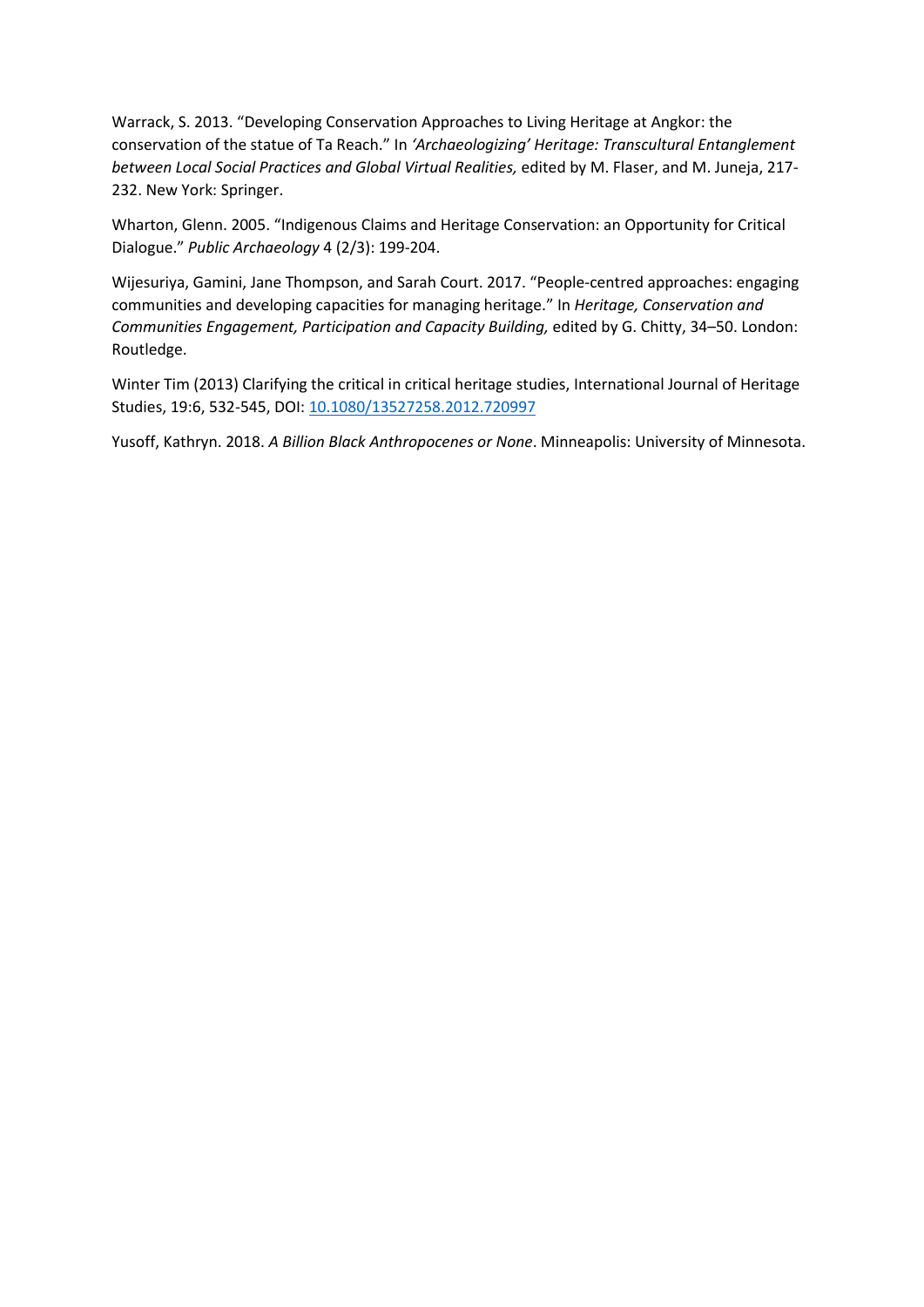Warrack, S. 2013. “Developing Conservation Approaches to Living Heritage at Angkor: the conservation of the statue of Ta Reach.” In *‘Archaeologizing’ Heritage: Transcultural Entanglement between Local Social Practices and Global Virtual Realities,* edited by M. Flaser, and M. Juneja, 217-232. New York: Springer.

Wharton, Glenn. 2005. “Indigenous Claims and Heritage Conservation: an Opportunity for Critical Dialogue.” *Public Archaeology* 4 (2/3): 199-204.

Wijesuriya, Gamini, Jane Thompson, and Sarah Court. 2017. “People-centred approaches: engaging communities and developing capacities for managing heritage.” In *Heritage, Conservation and Communities Engagement, Participation and Capacity Building,* edited by G. Chitty, 34–50. London: Routledge.

Winter Tim (2013) Clarifying the critical in critical heritage studies, International Journal of Heritage Studies, 19:6, 532-545, DOI: 10.1080/13527258.2012.720997

Yusoff, Kathryn. 2018. *A Billion Black Anthropocenes or None*. Minneapolis: University of Minnesota.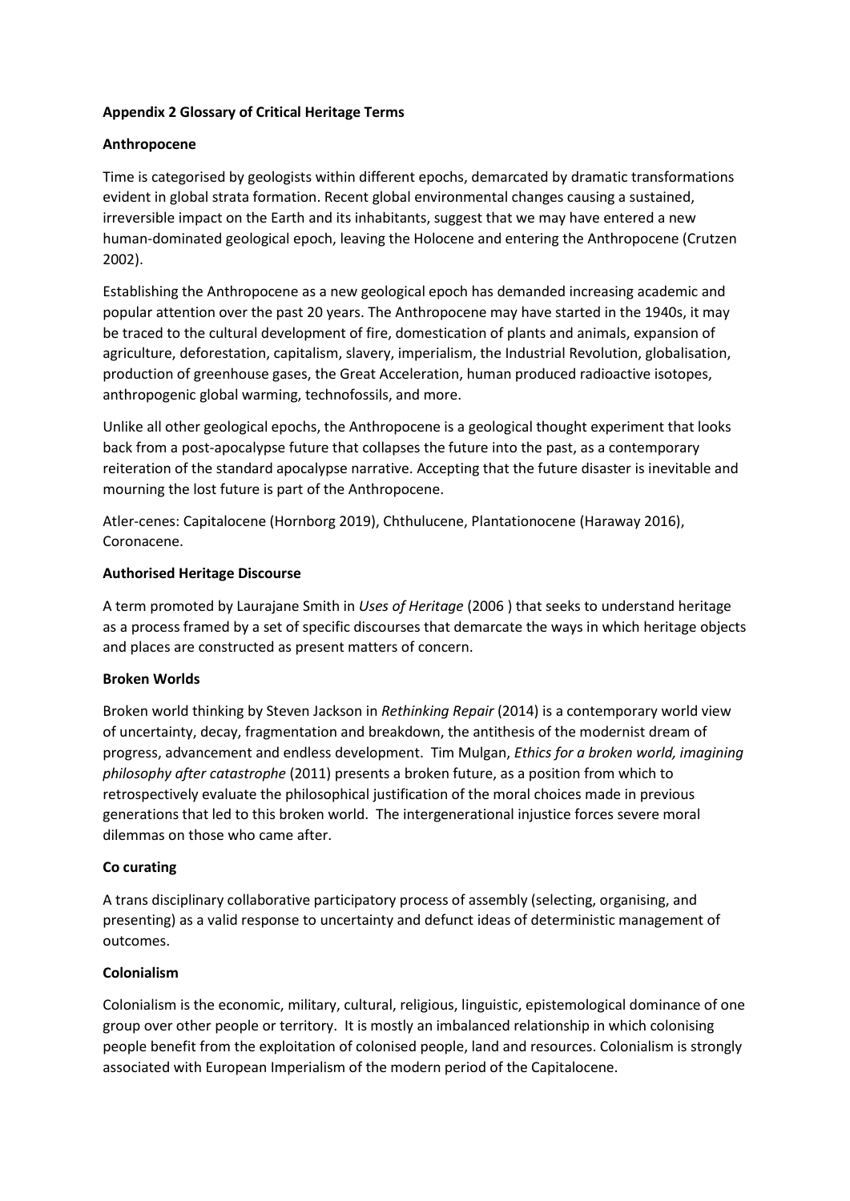**Appendix 2 Glossary of Critical Heritage Terms**

**Anthropocene**

Time is categorised by geologists within different epochs, demarcated by dramatic transformations evident in global strata formation. Recent global environmental changes causing a sustained, irreversible impact on the Earth and its inhabitants, suggest that we may have entered a new human-dominated geological epoch, leaving the Holocene and entering the Anthropocene (Crutzen 2002).

Establishing the Anthropocene as a new geological epoch has demanded increasing academic and popular attention over the past 20 years. The Anthropocene may have started in the 1940s, it may be traced to the cultural development of fire, domestication of plants and animals, expansion of agriculture, deforestation, capitalism, slavery, imperialism, the Industrial Revolution, globalisation, production of greenhouse gases, the Great Acceleration, human produced radioactive isotopes, anthropogenic global warming, technofossils, and more.

Unlike all other geological epochs, the Anthropocene is a geological thought experiment that looks back from a post-apocalypse future that collapses the future into the past, as a contemporary reiteration of the standard apocalypse narrative. Accepting that the future disaster is inevitable and mourning the lost future is part of the Anthropocene.

Atler-cenes: Capitalocene (Hornborg 2019), Chthulucene, Plantationocene (Haraway 2016), Coronacene.

**Authorised Heritage Discourse**

A term promoted by Laurajane Smith in *Uses of Heritage* (2006 ) that seeks to understand heritage as a process framed by a set of specific discourses that demarcate the ways in which heritage objects and places are constructed as present matters of concern.

**Broken Worlds**

Broken world thinking by Steven Jackson in *Rethinking Repair* (2014) is a contemporary world view of uncertainty, decay, fragmentation and breakdown, the antithesis of the modernist dream of progress, advancement and endless development. Tim Mulgan, *Ethics for a broken world, imagining philosophy after catastrophe* (2011) presents a broken future, as a position from which to retrospectively evaluate the philosophical justification of the moral choices made in previous generations that led to this broken world. The intergenerational injustice forces severe moral dilemmas on those who came after.

**Co curating**

A trans disciplinary collaborative participatory process of assembly (selecting, organising, and presenting) as a valid response to uncertainty and defunct ideas of deterministic management of outcomes.

**Colonialism**

Colonialism is the economic, military, cultural, religious, linguistic, epistemological dominance of one group over other people or territory. It is mostly an imbalanced relationship in which colonising people benefit from the exploitation of colonised people, land and resources. Colonialism is strongly associated with European Imperialism of the modern period of the Capitalocene.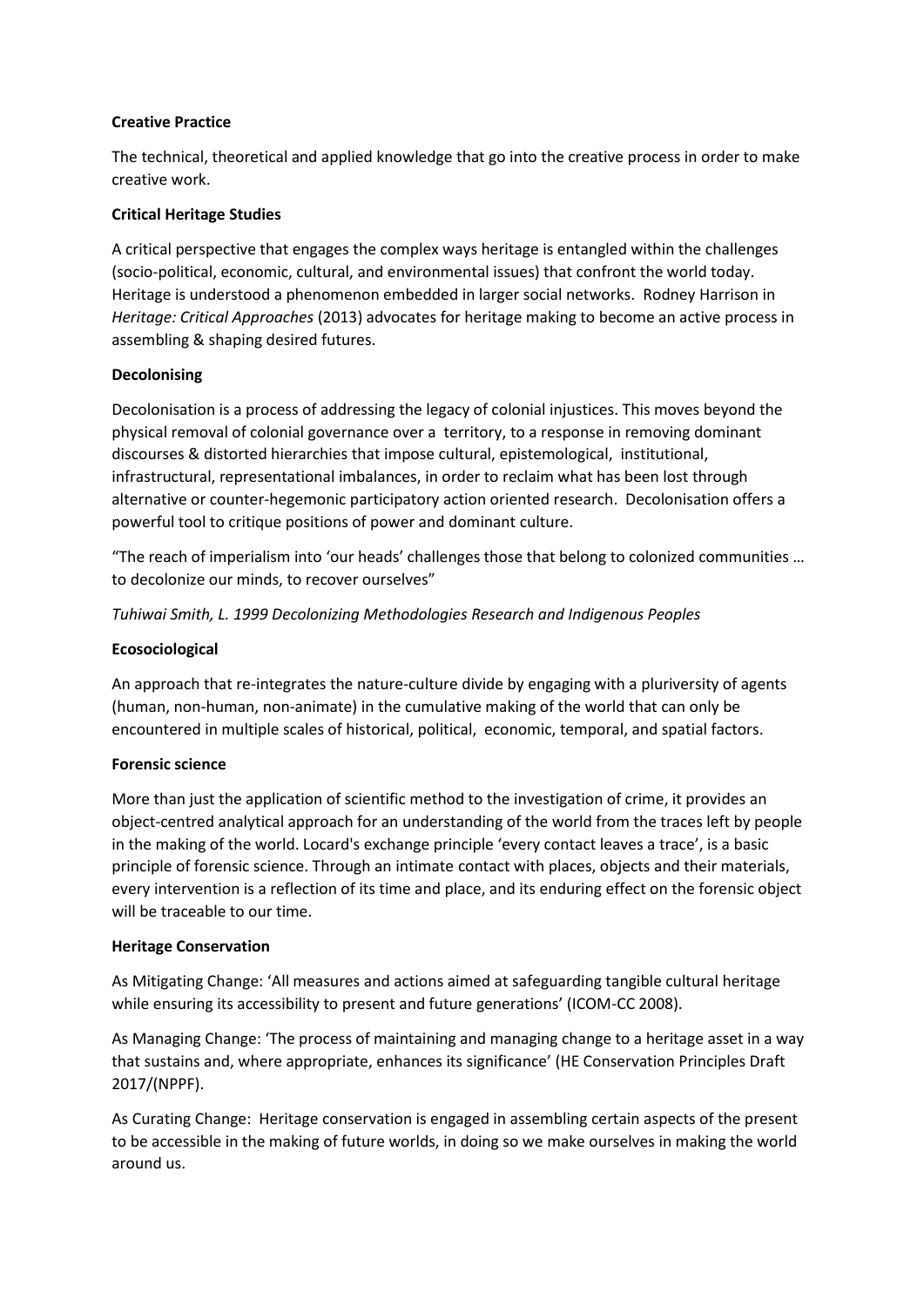**Creative Practice**

The technical, theoretical and applied knowledge that go into the creative process in order to make creative work.

**Critical Heritage Studies**

A critical perspective that engages the complex ways heritage is entangled within the challenges (socio-political, economic, cultural, and environmental issues) that confront the world today. Heritage is understood a phenomenon embedded in larger social networks. Rodney Harrison in *Heritage: Critical Approaches* (2013) advocates for heritage making to become an active process in assembling & shaping desired futures.

**Decolonising**

Decolonisation is a process of addressing the legacy of colonial injustices. This moves beyond the physical removal of colonial governance over a territory, to a response in removing dominant discourses & distorted hierarchies that impose cultural, epistemological, institutional, infrastructural, representational imbalances, in order to reclaim what has been lost through alternative or counter-hegemonic participatory action oriented research. Decolonisation offers a powerful tool to critique positions of power and dominant culture.

"The reach of imperialism into 'our heads' challenges those that belong to colonized communities … to decolonize our minds, to recover ourselves"

*Tuhiwai Smith, L. 1999 Decolonizing Methodologies Research and Indigenous Peoples*

**Ecosociological**

An approach that re-integrates the nature-culture divide by engaging with a pluriversity of agents (human, non-human, non-animate) in the cumulative making of the world that can only be encountered in multiple scales of historical, political, economic, temporal, and spatial factors.

**Forensic science**

More than just the application of scientific method to the investigation of crime, it provides an object-centred analytical approach for an understanding of the world from the traces left by people in the making of the world. Locard's exchange principle 'every contact leaves a trace', is a basic principle of forensic science. Through an intimate contact with places, objects and their materials, every intervention is a reflection of its time and place, and its enduring effect on the forensic object will be traceable to our time.

**Heritage Conservation**

As Mitigating Change: 'All measures and actions aimed at safeguarding tangible cultural heritage while ensuring its accessibility to present and future generations' (ICOM-CC 2008).

As Managing Change: 'The process of maintaining and managing change to a heritage asset in a way that sustains and, where appropriate, enhances its significance' (HE Conservation Principles Draft 2017/(NPPF).

As Curating Change: Heritage conservation is engaged in assembling certain aspects of the present to be accessible in the making of future worlds, in doing so we make ourselves in making the world around us.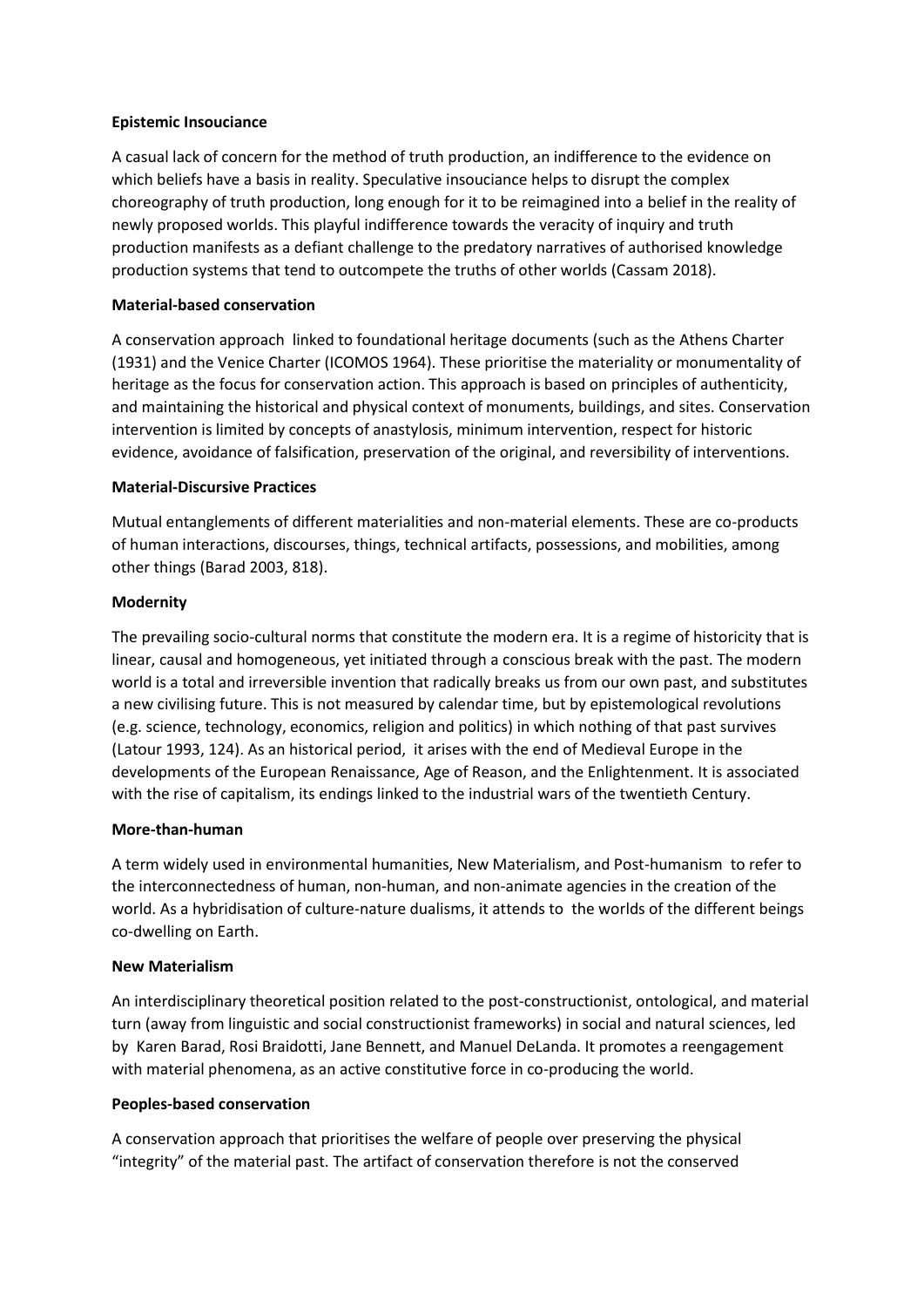**Epistemic Insouciance**

A casual lack of concern for the method of truth production, an indifference to the evidence on which beliefs have a basis in reality. Speculative insouciance helps to disrupt the complex choreography of truth production, long enough for it to be reimagined into a belief in the reality of newly proposed worlds. This playful indifference towards the veracity of inquiry and truth production manifests as a defiant challenge to the predatory narratives of authorised knowledge production systems that tend to outcompete the truths of other worlds (Cassam 2018).

**Material-based conservation**

A conservation approach linked to foundational heritage documents (such as the Athens Charter (1931) and the Venice Charter (ICOMOS 1964). These prioritise the materiality or monumentality of heritage as the focus for conservation action. This approach is based on principles of authenticity, and maintaining the historical and physical context of monuments, buildings, and sites. Conservation intervention is limited by concepts of anastylosis, minimum intervention, respect for historic evidence, avoidance of falsification, preservation of the original, and reversibility of interventions.

**Material-Discursive Practices**

Mutual entanglements of different materialities and non-material elements. These are co-products of human interactions, discourses, things, technical artifacts, possessions, and mobilities, among other things (Barad 2003, 818).

**Modernity**

The prevailing socio-cultural norms that constitute the modern era. It is a regime of historicity that is linear, causal and homogeneous, yet initiated through a conscious break with the past. The modern world is a total and irreversible invention that radically breaks us from our own past, and substitutes a new civilising future. This is not measured by calendar time, but by epistemological revolutions (e.g. science, technology, economics, religion and politics) in which nothing of that past survives (Latour 1993, 124). As an historical period, it arises with the end of Medieval Europe in the developments of the European Renaissance, Age of Reason, and the Enlightenment. It is associated with the rise of capitalism, its endings linked to the industrial wars of the twentieth Century.

**More-than-human**

A term widely used in environmental humanities, New Materialism, and Post-humanism to refer to the interconnectedness of human, non-human, and non-animate agencies in the creation of the world. As a hybridisation of culture-nature dualisms, it attends to the worlds of the different beings co-dwelling on Earth.

**New Materialism**

An interdisciplinary theoretical position related to the post-constructionist, ontological, and material turn (away from linguistic and social constructionist frameworks) in social and natural sciences, led by Karen Barad, Rosi Braidotti, Jane Bennett, and Manuel DeLanda. It promotes a reengagement with material phenomena, as an active constitutive force in co-producing the world.

**Peoples-based conservation**

A conservation approach that prioritises the welfare of people over preserving the physical "integrity" of the material past. The artifact of conservation therefore is not the conserved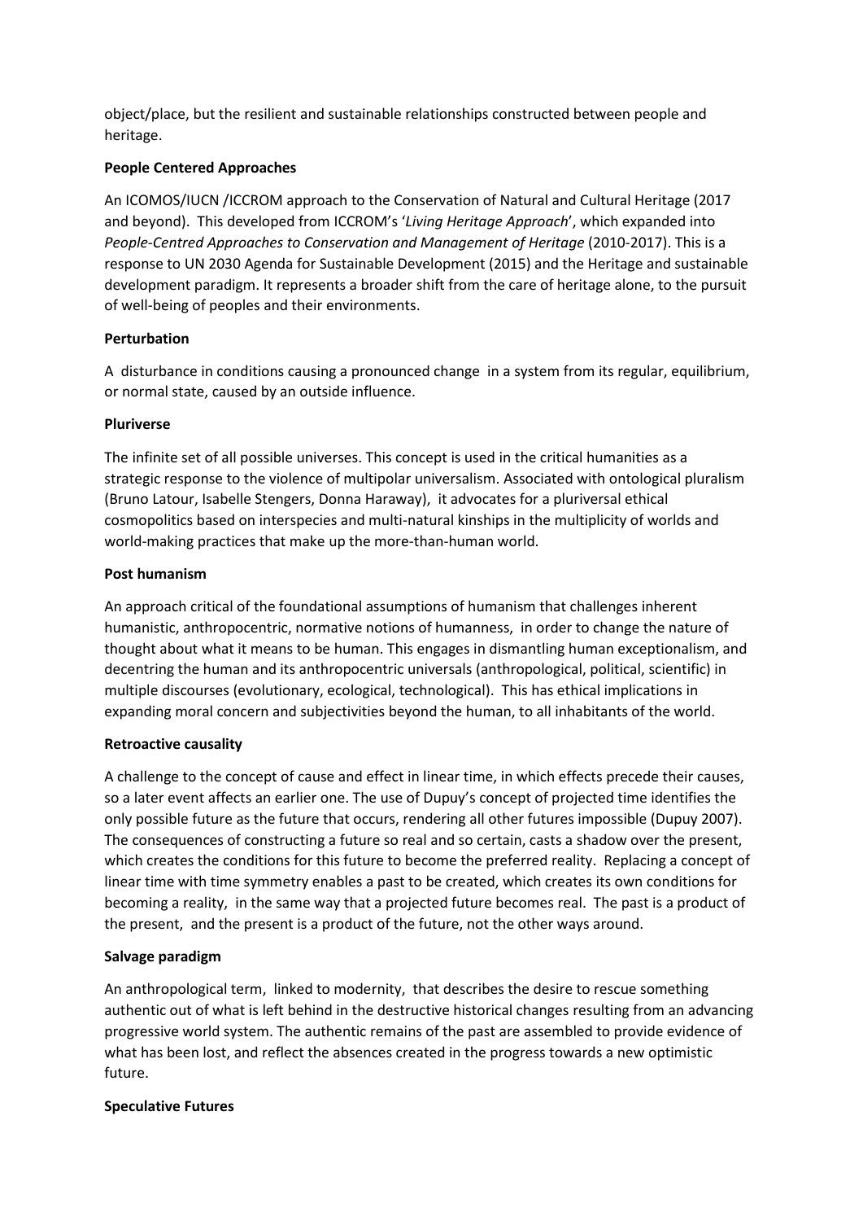object/place, but the resilient and sustainable relationships constructed between people and heritage.

**People Centered Approaches**

An ICOMOS/IUCN /ICCROM approach to the Conservation of Natural and Cultural Heritage (2017 and beyond). This developed from ICCROM's '*Living Heritage Approach*', which expanded into *People-Centred Approaches to Conservation and Management of Heritage* (2010-2017). This is a response to UN 2030 Agenda for Sustainable Development (2015) and the Heritage and sustainable development paradigm. It represents a broader shift from the care of heritage alone, to the pursuit of well-being of peoples and their environments.

**Perturbation**

A disturbance in conditions causing a pronounced change in a system from its regular, equilibrium, or normal state, caused by an outside influence.

**Pluriverse**

The infinite set of all possible universes. This concept is used in the critical humanities as a strategic response to the violence of multipolar universalism. Associated with ontological pluralism (Bruno Latour, Isabelle Stengers, Donna Haraway), it advocates for a pluriversal ethical cosmopolitics based on interspecies and multi-natural kinships in the multiplicity of worlds and world-making practices that make up the more-than-human world.

**Post humanism**

An approach critical of the foundational assumptions of humanism that challenges inherent humanistic, anthropocentric, normative notions of humanness, in order to change the nature of thought about what it means to be human. This engages in dismantling human exceptionalism, and decentring the human and its anthropocentric universals (anthropological, political, scientific) in multiple discourses (evolutionary, ecological, technological). This has ethical implications in expanding moral concern and subjectivities beyond the human, to all inhabitants of the world.

**Retroactive causality**

A challenge to the concept of cause and effect in linear time, in which effects precede their causes, so a later event affects an earlier one. The use of Dupuy's concept of projected time identifies the only possible future as the future that occurs, rendering all other futures impossible (Dupuy 2007). The consequences of constructing a future so real and so certain, casts a shadow over the present, which creates the conditions for this future to become the preferred reality. Replacing a concept of linear time with time symmetry enables a past to be created, which creates its own conditions for becoming a reality, in the same way that a projected future becomes real. The past is a product of the present, and the present is a product of the future, not the other ways around.

**Salvage paradigm**

An anthropological term, linked to modernity, that describes the desire to rescue something authentic out of what is left behind in the destructive historical changes resulting from an advancing progressive world system. The authentic remains of the past are assembled to provide evidence of what has been lost, and reflect the absences created in the progress towards a new optimistic future.

**Speculative Futures**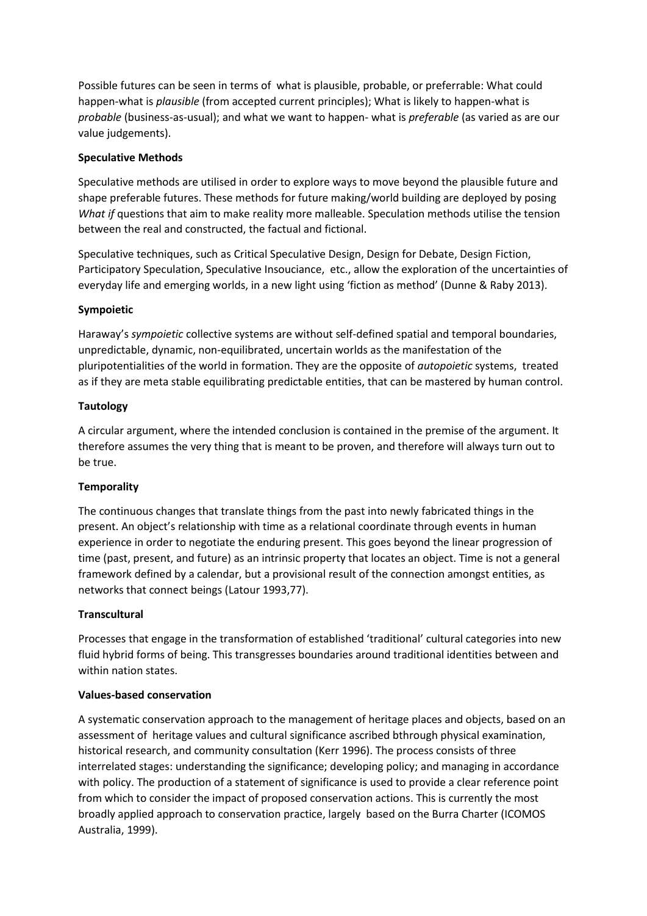Possible futures can be seen in terms of what is plausible, probable, or preferrable: What could happen-what is *plausible* (from accepted current principles); What is likely to happen-what is *probable* (business-as-usual); and what we want to happen- what is *preferable* (as varied as are our value judgements).

**Speculative Methods**

Speculative methods are utilised in order to explore ways to move beyond the plausible future and shape preferable futures. These methods for future making/world building are deployed by posing *What if* questions that aim to make reality more malleable. Speculation methods utilise the tension between the real and constructed, the factual and fictional.

Speculative techniques, such as Critical Speculative Design, Design for Debate, Design Fiction, Participatory Speculation, Speculative Insouciance, etc., allow the exploration of the uncertainties of everyday life and emerging worlds, in a new light using 'fiction as method' (Dunne & Raby 2013).

**Sympoietic**

Haraway's *sympoietic* collective systems are without self-defined spatial and temporal boundaries, unpredictable, dynamic, non-equilibrated, uncertain worlds as the manifestation of the pluripotentialities of the world in formation. They are the opposite of *autopoietic* systems, treated as if they are meta stable equilibrating predictable entities, that can be mastered by human control.

**Tautology**

A circular argument, where the intended conclusion is contained in the premise of the argument. It therefore assumes the very thing that is meant to be proven, and therefore will always turn out to be true.

**Temporality**

The continuous changes that translate things from the past into newly fabricated things in the present. An object's relationship with time as a relational coordinate through events in human experience in order to negotiate the enduring present. This goes beyond the linear progression of time (past, present, and future) as an intrinsic property that locates an object. Time is not a general framework defined by a calendar, but a provisional result of the connection amongst entities, as networks that connect beings (Latour 1993,77).

**Transcultural**

Processes that engage in the transformation of established 'traditional' cultural categories into new fluid hybrid forms of being. This transgresses boundaries around traditional identities between and within nation states.

**Values-based conservation**

A systematic conservation approach to the management of heritage places and objects, based on an assessment of heritage values and cultural significance ascribed bthrough physical examination, historical research, and community consultation (Kerr 1996). The process consists of three interrelated stages: understanding the significance; developing policy; and managing in accordance with policy. The production of a statement of significance is used to provide a clear reference point from which to consider the impact of proposed conservation actions. This is currently the most broadly applied approach to conservation practice, largely based on the Burra Charter (ICOMOS Australia, 1999).